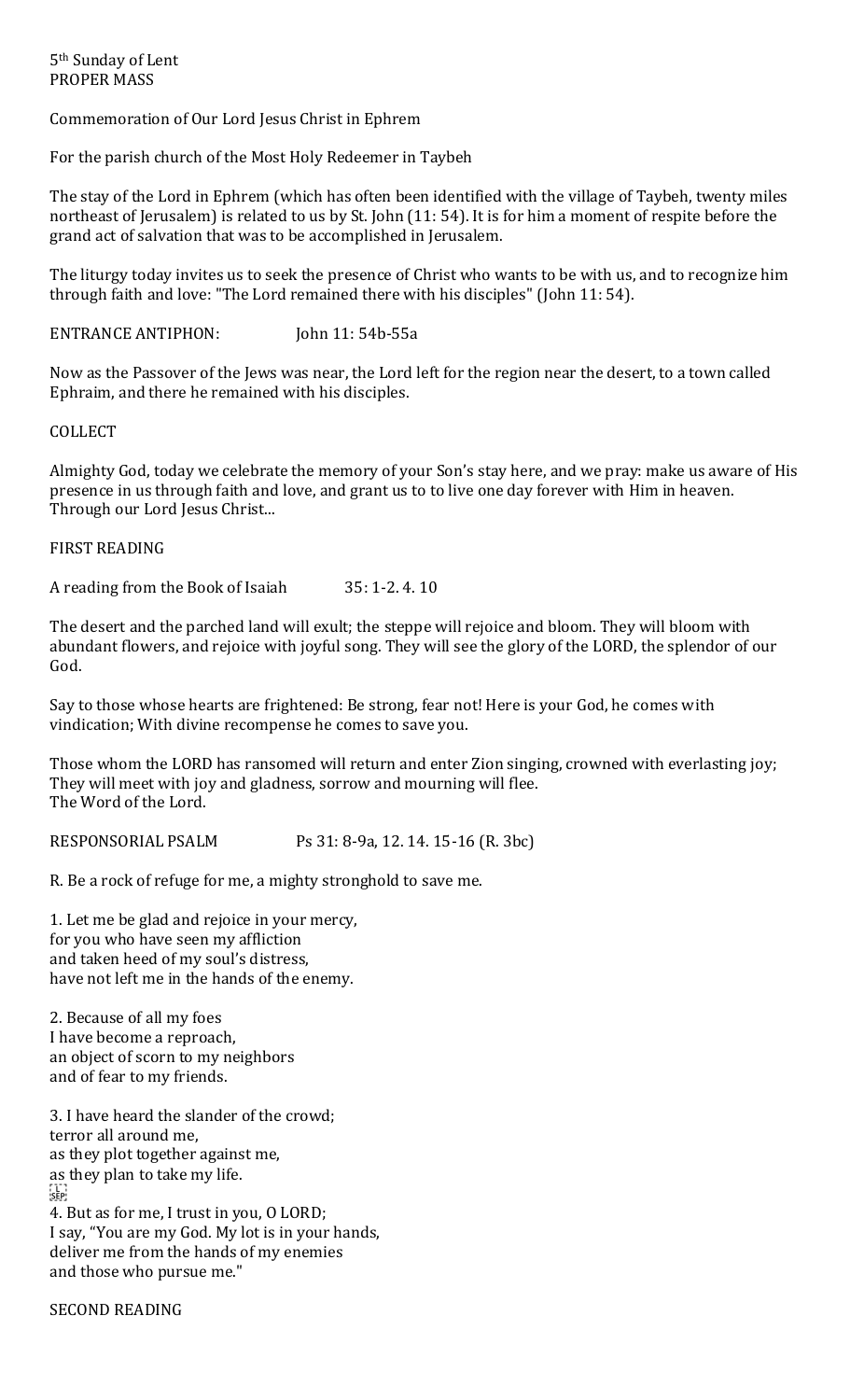5th Sunday of Lent
PROPER MASS

Commemoration of Our Lord Jesus Christ in Ephrem

For the parish church of the Most Holy Redeemer in Taybeh

The stay of the Lord in Ephrem (which has often been identified with the village of Taybeh, twenty miles northeast of Jerusalem) is related to us by St. John (11: 54). It is for him a moment of respite before the grand act of salvation that was to be accomplished in Jerusalem.

The liturgy today invites us to seek the presence of Christ who wants to be with us, and to recognize him through faith and love: "The Lord remained there with his disciples" (John 11: 54).

ENTRANCE ANTIPHON: John 11: 54b-55a

Now as the Passover of the Jews was near, the Lord left for the region near the desert, to a town called Ephraim, and there he remained with his disciples.

COLLECT

Almighty God, today we celebrate the memory of your Son's stay here, and we pray: make us aware of His presence in us through faith and love, and grant us to to live one day forever with Him in heaven. Through our Lord Jesus Christ...

FIRST READING

A reading from the Book of Isaiah 35: 1-2. 4. 10

The desert and the parched land will exult; the steppe will rejoice and bloom. They will bloom with abundant flowers, and rejoice with joyful song. They will see the glory of the LORD, the splendor of our God.

Say to those whose hearts are frightened: Be strong, fear not! Here is your God, he comes with vindication; With divine recompense he comes to save you.

Those whom the LORD has ransomed will return and enter Zion singing, crowned with everlasting joy; They will meet with joy and gladness, sorrow and mourning will flee.
The Word of the Lord.

RESPONSORIAL PSALM Ps 31: 8-9a, 12. 14. 15-16 (R. 3bc)

R. Be a rock of refuge for me, a mighty stronghold to save me.

1. Let me be glad and rejoice in your mercy,
for you who have seen my affliction
and taken heed of my soul's distress,
have not left me in the hands of the enemy.

2. Because of all my foes
I have become a reproach,
an object of scorn to my neighbors
and of fear to my friends.

3. I have heard the slander of the crowd;
terror all around me,
as they plot together against me,
as they plan to take my life.

4. But as for me, I trust in you, O LORD;
I say, "You are my God. My lot is in your hands,
deliver me from the hands of my enemies
and those who pursue me."

SECOND READING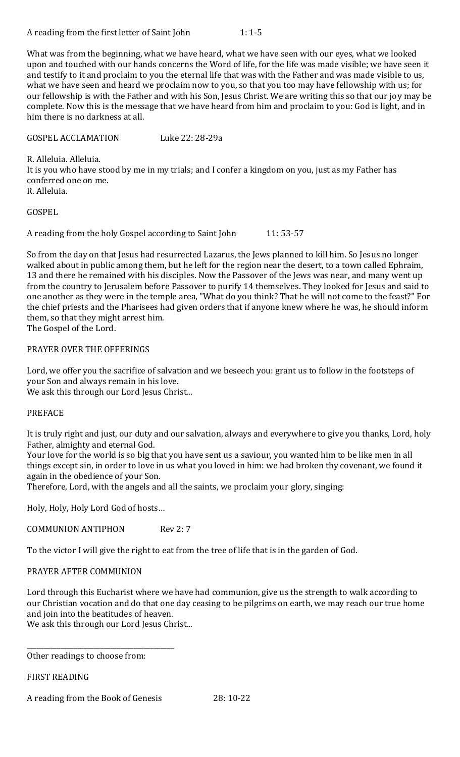A reading from the first letter of Saint John 1: 1-5

What was from the beginning, what we have heard, what we have seen with our eyes, what we looked upon and touched with our hands concerns the Word of life, for the life was made visible; we have seen it and testify to it and proclaim to you the eternal life that was with the Father and was made visible to us, what we have seen and heard we proclaim now to you, so that you too may have fellowship with us; for our fellowship is with the Father and with his Son, Jesus Christ. We are writing this so that our joy may be complete. Now this is the message that we have heard from him and proclaim to you: God is light, and in him there is no darkness at all.

GOSPEL ACCLAMATION Luke 22: 28-29a

R. Alleluia. Alleluia.
It is you who have stood by me in my trials; and I confer a kingdom on you, just as my Father has conferred one on me.
R. Alleluia.

GOSPEL

A reading from the holy Gospel according to Saint John 11: 53-57

So from the day on that Jesus had resurrected Lazarus, the Jews planned to kill him. So Jesus no longer walked about in public among them, but he left for the region near the desert, to a town called Ephraim, 13 and there he remained with his disciples. Now the Passover of the Jews was near, and many went up from the country to Jerusalem before Passover to purify 14 themselves. They looked for Jesus and said to one another as they were in the temple area, "What do you think? That he will not come to the feast?" For the chief priests and the Pharisees had given orders that if anyone knew where he was, he should inform them, so that they might arrest him.
The Gospel of the Lord.

PRAYER OVER THE OFFERINGS

Lord, we offer you the sacrifice of salvation and we beseech you: grant us to follow in the footsteps of your Son and always remain in his love.
We ask this through our Lord Jesus Christ...

PREFACE

It is truly right and just, our duty and our salvation, always and everywhere to give you thanks, Lord, holy Father, almighty and eternal God.
Your love for the world is so big that you have sent us a saviour, you wanted him to be like men in all things except sin, in order to love in us what you loved in him: we had broken thy covenant, we found it again in the obedience of your Son.
Therefore, Lord, with the angels and all the saints, we proclaim your glory, singing:

Holy, Holy, Holy Lord God of hosts…

COMMUNION ANTIPHON Rev 2: 7

To the victor I will give the right to eat from the tree of life that is in the garden of God.

PRAYER AFTER COMMUNION

Lord through this Eucharist where we have had communion, give us the strength to walk according to our Christian vocation and do that one day ceasing to be pilgrims on earth, we may reach our true home and join into the beatitudes of heaven.
We ask this through our Lord Jesus Christ...

---

Other readings to choose from:

FIRST READING

A reading from the Book of Genesis 28: 10-22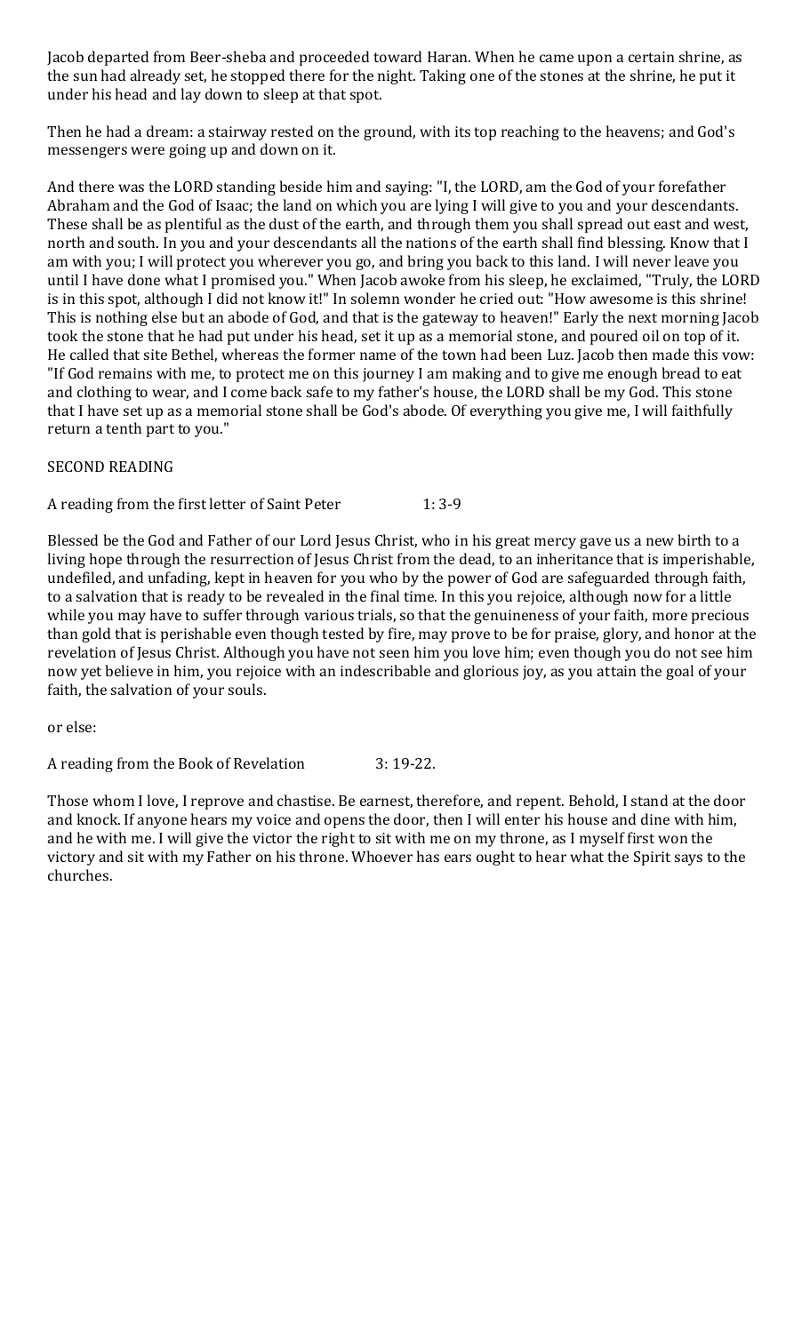Jacob departed from Beer-sheba and proceeded toward Haran. When he came upon a certain shrine, as the sun had already set, he stopped there for the night. Taking one of the stones at the shrine, he put it under his head and lay down to sleep at that spot.

Then he had a dream: a stairway rested on the ground, with its top reaching to the heavens; and God's messengers were going up and down on it.

And there was the LORD standing beside him and saying: "I, the LORD, am the God of your forefather Abraham and the God of Isaac; the land on which you are lying I will give to you and your descendants. These shall be as plentiful as the dust of the earth, and through them you shall spread out east and west, north and south. In you and your descendants all the nations of the earth shall find blessing. Know that I am with you; I will protect you wherever you go, and bring you back to this land. I will never leave you until I have done what I promised you." When Jacob awoke from his sleep, he exclaimed, "Truly, the LORD is in this spot, although I did not know it!" In solemn wonder he cried out: "How awesome is this shrine! This is nothing else but an abode of God, and that is the gateway to heaven!" Early the next morning Jacob took the stone that he had put under his head, set it up as a memorial stone, and poured oil on top of it. He called that site Bethel, whereas the former name of the town had been Luz. Jacob then made this vow: "If God remains with me, to protect me on this journey I am making and to give me enough bread to eat and clothing to wear, and I come back safe to my father's house, the LORD shall be my God. This stone that I have set up as a memorial stone shall be God's abode. Of everything you give me, I will faithfully return a tenth part to you."

SECOND READING

A reading from the first letter of Saint Peter 1: 3-9

Blessed be the God and Father of our Lord Jesus Christ, who in his great mercy gave us a new birth to a living hope through the resurrection of Jesus Christ from the dead, to an inheritance that is imperishable, undefiled, and unfading, kept in heaven for you who by the power of God are safeguarded through faith, to a salvation that is ready to be revealed in the final time. In this you rejoice, although now for a little while you may have to suffer through various trials, so that the genuineness of your faith, more precious than gold that is perishable even though tested by fire, may prove to be for praise, glory, and honor at the revelation of Jesus Christ. Although you have not seen him you love him; even though you do not see him now yet believe in him, you rejoice with an indescribable and glorious joy, as you attain the goal of your faith, the salvation of your souls.

or else:

A reading from the Book of Revelation 3: 19-22.

Those whom I love, I reprove and chastise. Be earnest, therefore, and repent. Behold, I stand at the door and knock. If anyone hears my voice and opens the door, then I will enter his house and dine with him, and he with me. I will give the victor the right to sit with me on my throne, as I myself first won the victory and sit with my Father on his throne. Whoever has ears ought to hear what the Spirit says to the churches.